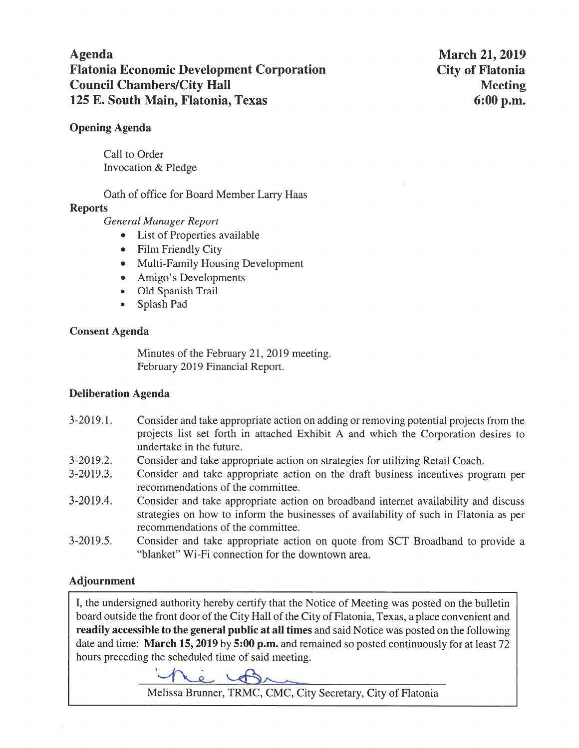# Agenda
# Flatonia Economic Development Corporation
# Council Chambers/City Hall
# 125 E. South Main, Flatonia, Texas

**March 21, 2019**
**City of Flatonia**
**Meeting**
**6:00 p.m.**

### Opening Agenda

Call to Order
Invocation & Pledge

Oath of office for Board Member Larry Haas

### Reports

*General Manager Report*

- List of Properties available
- Film Friendly City
- Multi-Family Housing Development
- Amigo's Developments
- Old Spanish Trail
- Splash Pad

### Consent Agenda

Minutes of the February 21, 2019 meeting.
February 2019 Financial Report.

### Deliberation Agenda

3-2019.1. Consider and take appropriate action on adding or removing potential projects from the projects list set forth in attached Exhibit A and which the Corporation desires to undertake in the future.

3-2019.2. Consider and take appropriate action on strategies for utilizing Retail Coach.

3-2019.3. Consider and take appropriate action on the draft business incentives program per recommendations of the committee.

3-2019.4. Consider and take appropriate action on broadband internet availability and discuss strategies on how to inform the businesses of availability of such in Flatonia as per recommendations of the committee.

3-2019.5. Consider and take appropriate action on quote from SCT Broadband to provide a "blanket" Wi-Fi connection for the downtown area.

### Adjournment

I, the undersigned authority hereby certify that the Notice of Meeting was posted on the bulletin board outside the front door of the City Hall of the City of Flatonia, Texas, a place convenient and **readily accessible to the general public at all times** and said Notice was posted on the following date and time: **March 15, 2019** by **5:00 p.m.** and remained so posted continuously for at least 72 hours preceding the scheduled time of said meeting.

Melissa Brunner, TRMC, CMC, City Secretary, City of Flatonia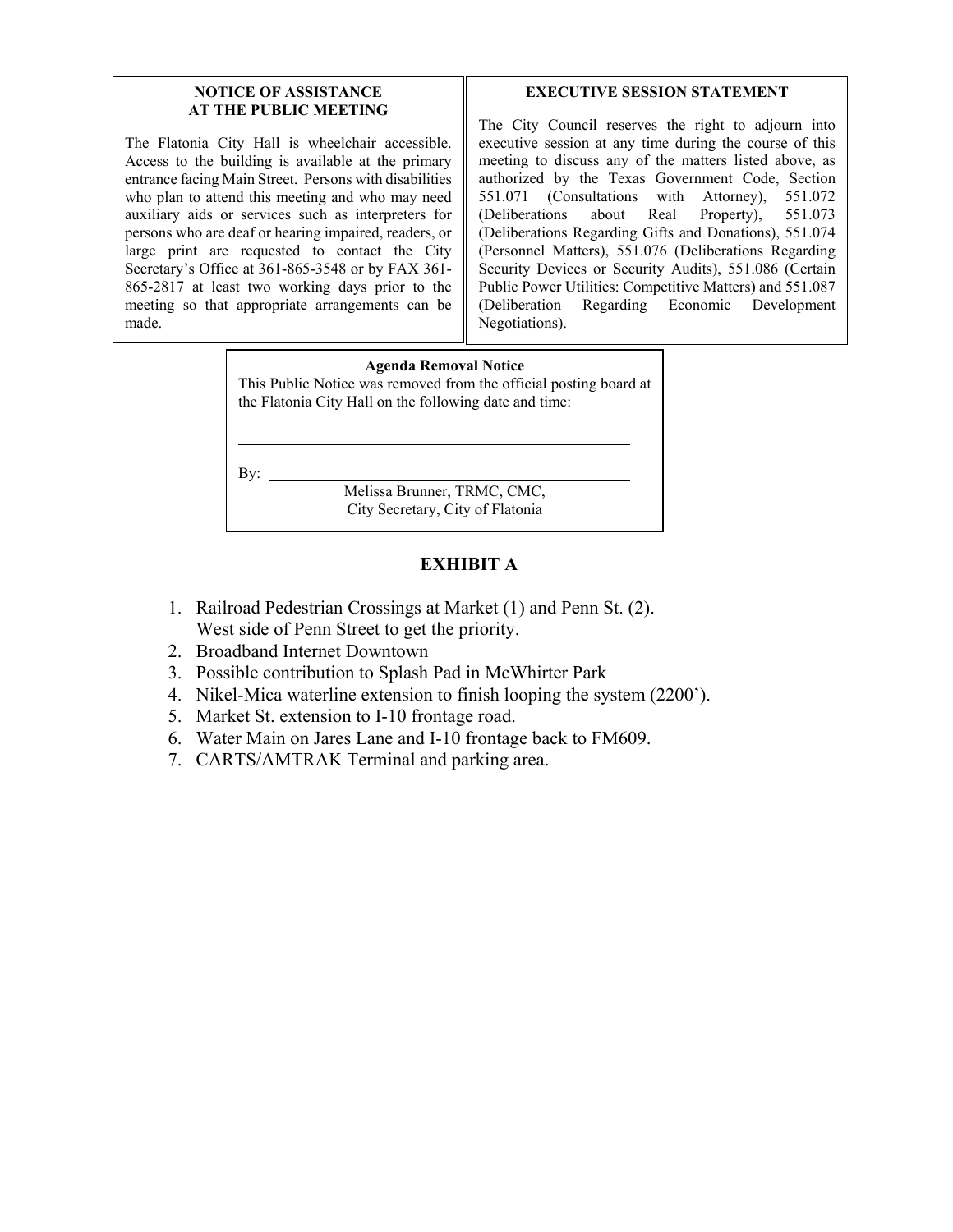**NOTICE OF ASSISTANCE AT THE PUBLIC MEETING**

The Flatonia City Hall is wheelchair accessible. Access to the building is available at the primary entrance facing Main Street. Persons with disabilities who plan to attend this meeting and who may need auxiliary aids or services such as interpreters for persons who are deaf or hearing impaired, readers, or large print are requested to contact the City Secretary's Office at 361-865-3548 or by FAX 361-865-2817 at least two working days prior to the meeting so that appropriate arrangements can be made.

**EXECUTIVE SESSION STATEMENT**

The City Council reserves the right to adjourn into executive session at any time during the course of this meeting to discuss any of the matters listed above, as authorized by the Texas Government Code, Section 551.071 (Consultations with Attorney), 551.072 (Deliberations about Real Property), 551.073 (Deliberations Regarding Gifts and Donations), 551.074 (Personnel Matters), 551.076 (Deliberations Regarding Security Devices or Security Audits), 551.086 (Certain Public Power Utilities: Competitive Matters) and 551.087 (Deliberation Regarding Economic Development Negotiations).

**Agenda Removal Notice**

This Public Notice was removed from the official posting board at the Flatonia City Hall on the following date and time:

\_\_\_\_\_\_\_\_\_\_\_\_\_\_\_\_\_\_\_\_\_\_\_\_\_\_\_\_\_\_\_\_\_\_\_\_\_\_\_\_

By: \_\_\_\_\_\_\_\_\_\_\_\_\_\_\_\_\_\_\_\_\_\_\_\_\_\_\_\_\_\_\_\_\_\_\_\_\_\_

Melissa Brunner, TRMC, CMC,
City Secretary, City of Flatonia

## EXHIBIT A

1. Railroad Pedestrian Crossings at Market (1) and Penn St. (2). West side of Penn Street to get the priority.
2. Broadband Internet Downtown
3. Possible contribution to Splash Pad in McWhirter Park
4. Nikel-Mica waterline extension to finish looping the system (2200').
5. Market St. extension to I-10 frontage road.
6. Water Main on Jares Lane and I-10 frontage back to FM609.
7. CARTS/AMTRAK Terminal and parking area.